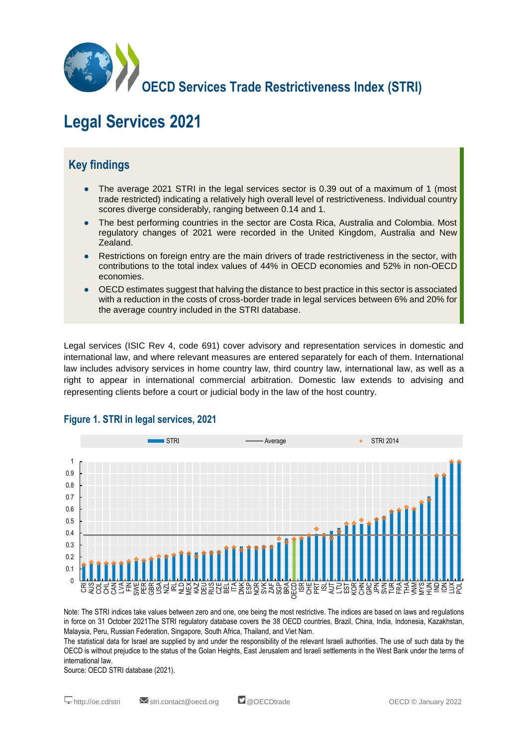# OECD Services Trade Restrictiveness Index (STRI)

# Legal Services 2021

## Key findings

- The average 2021 STRI in the legal services sector is 0.39 out of a maximum of 1 (most trade restricted) indicating a relatively high overall level of restrictiveness. Individual country scores diverge considerably, ranging between 0.14 and 1.
- The best performing countries in the sector are Costa Rica, Australia and Colombia. Most regulatory changes of 2021 were recorded in the United Kingdom, Australia and New Zealand.
- Restrictions on foreign entry are the main drivers of trade restrictiveness in the sector, with contributions to the total index values of 44% in OECD economies and 52% in non-OECD economies.
- OECD estimates suggest that halving the distance to best practice in this sector is associated with a reduction in the costs of cross-border trade in legal services between 6% and 20% for the average country included in the STRI database.

Legal services (ISIC Rev 4, code 691) cover advisory and representation services in domestic and international law, and where relevant measures are entered separately for each of them. International law includes advisory services in home country law, third country law, international law, as well as a right to appear in international commercial arbitration. Domestic law extends to advising and representing clients before a court or judicial body in the law of the host country.

### Figure 1. STRI in legal services, 2021

Note: The STRI indices take values between zero and one, one being the most restrictive. The indices are based on laws and regulations in force on 31 October 2021The STRI regulatory database covers the 38 OECD countries, Brazil, China, India, Indonesia, Kazakhstan, Malaysia, Peru, Russian Federation, Singapore, South Africa, Thailand, and Viet Nam.

The statistical data for Israel are supplied by and under the responsibility of the relevant Israeli authorities. The use of such data by the OECD is without prejudice to the status of the Golan Heights, East Jerusalem and Israeli settlements in the West Bank under the terms of international law.

Source: OECD STRI database (2021).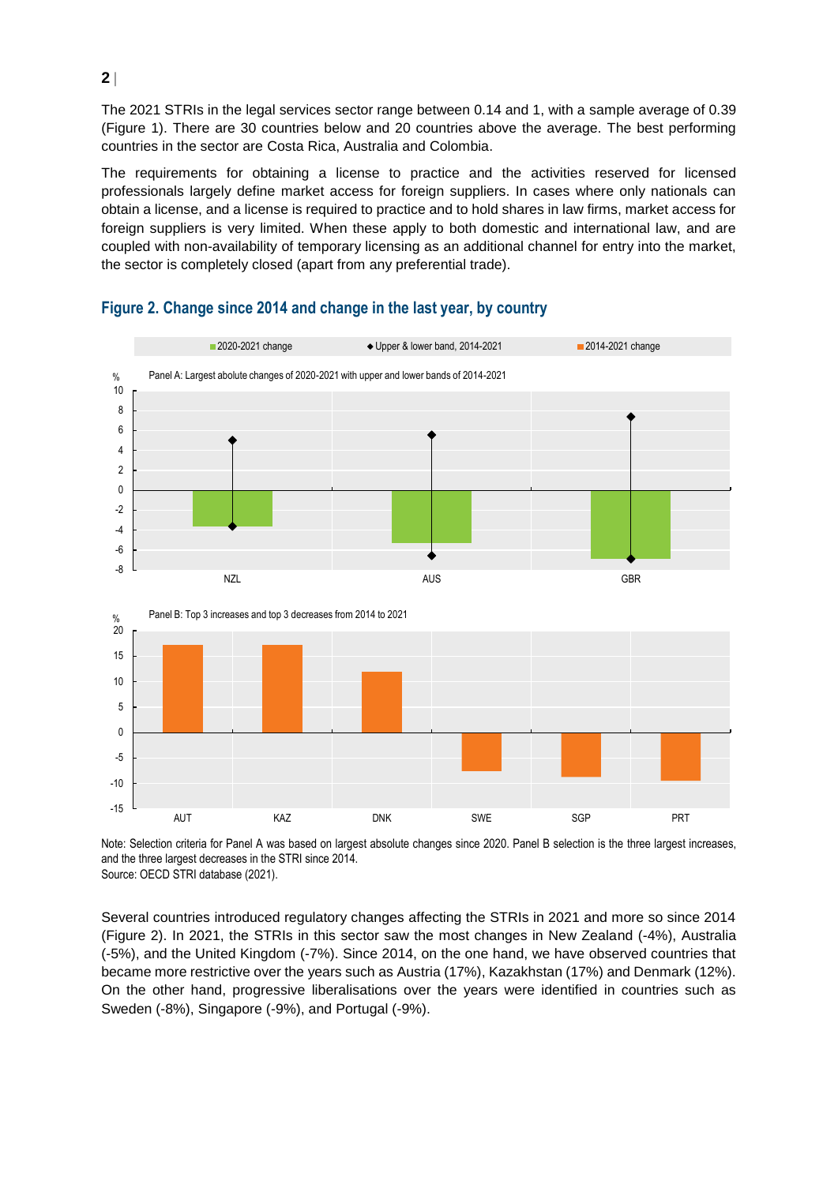The 2021 STRIs in the legal services sector range between 0.14 and 1, with a sample average of 0.39 (Figure 1). There are 30 countries below and 20 countries above the average. The best performing countries in the sector are Costa Rica, Australia and Colombia.

The requirements for obtaining a license to practice and the activities reserved for licensed professionals largely define market access for foreign suppliers. In cases where only nationals can obtain a license, and a license is required to practice and to hold shares in law firms, market access for foreign suppliers is very limited. When these apply to both domestic and international law, and are coupled with non-availability of temporary licensing as an additional channel for entry into the market, the sector is completely closed (apart from any preferential trade).

## Figure 2. Change since 2014 and change in the last year, by country

2020-2021 change | Upper & lower band, 2014-2021 | 2014-2021 change

Panel A: Largest abolute changes of 2020-2021 with upper and lower bands of 2014-2021

Panel B: Top 3 increases and top 3 decreases from 2014 to 2021

Note: Selection criteria for Panel A was based on largest absolute changes since 2020. Panel B selection is the three largest increases, and the three largest decreases in the STRI since 2014.
Source: OECD STRI database (2021).

Several countries introduced regulatory changes affecting the STRIs in 2021 and more so since 2014 (Figure 2). In 2021, the STRIs in this sector saw the most changes in New Zealand (-4%), Australia (-5%), and the United Kingdom (-7%). Since 2014, on the one hand, we have observed countries that became more restrictive over the years such as Austria (17%), Kazakhstan (17%) and Denmark (12%). On the other hand, progressive liberalisations over the years were identified in countries such as Sweden (-8%), Singapore (-9%), and Portugal (-9%).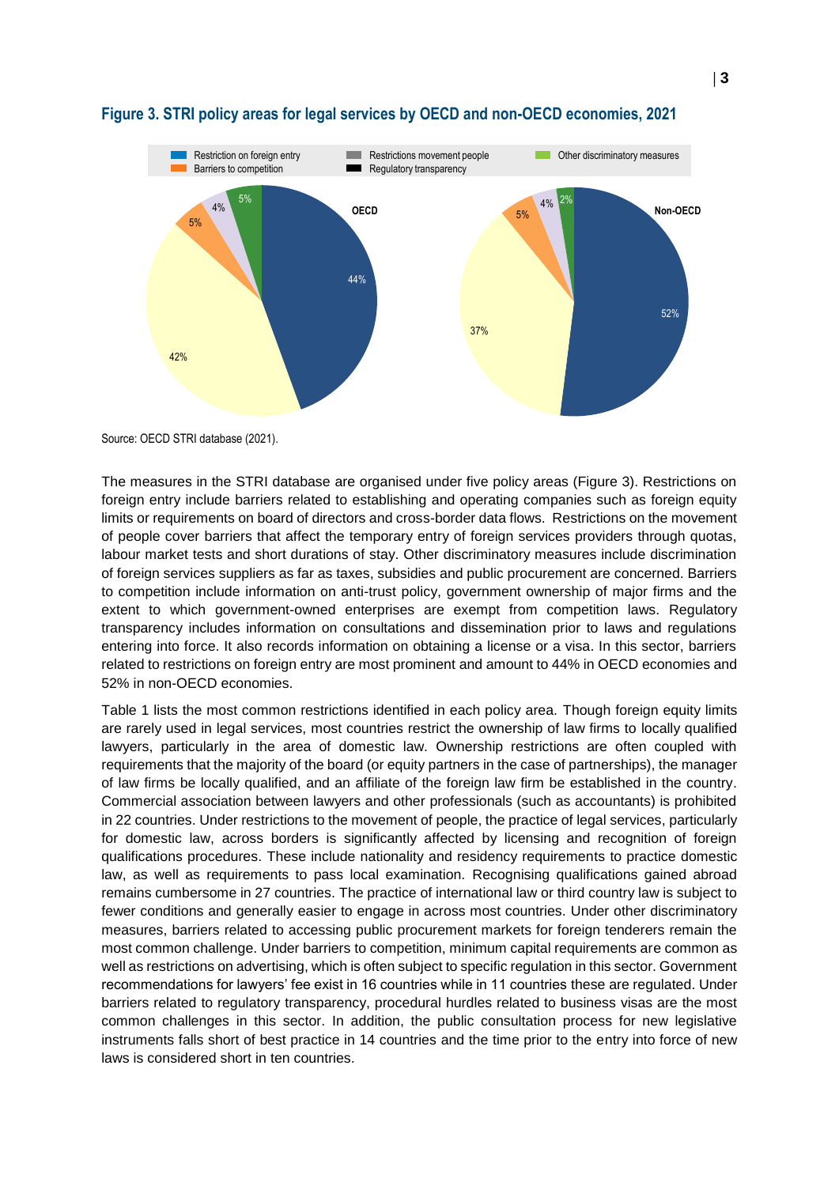**Figure 3. STRI policy areas for legal services by OECD and non-OECD economies, 2021**

Source: OECD STRI database (2021).

The measures in the STRI database are organised under five policy areas (Figure 3). Restrictions on foreign entry include barriers related to establishing and operating companies such as foreign equity limits or requirements on board of directors and cross-border data flows. Restrictions on the movement of people cover barriers that affect the temporary entry of foreign services providers through quotas, labour market tests and short durations of stay. Other discriminatory measures include discrimination of foreign services suppliers as far as taxes, subsidies and public procurement are concerned. Barriers to competition include information on anti-trust policy, government ownership of major firms and the extent to which government-owned enterprises are exempt from competition laws. Regulatory transparency includes information on consultations and dissemination prior to laws and regulations entering into force. It also records information on obtaining a license or a visa. In this sector, barriers related to restrictions on foreign entry are most prominent and amount to 44% in OECD economies and 52% in non-OECD economies.

Table 1 lists the most common restrictions identified in each policy area. Though foreign equity limits are rarely used in legal services, most countries restrict the ownership of law firms to locally qualified lawyers, particularly in the area of domestic law. Ownership restrictions are often coupled with requirements that the majority of the board (or equity partners in the case of partnerships), the manager of law firms be locally qualified, and an affiliate of the foreign law firm be established in the country. Commercial association between lawyers and other professionals (such as accountants) is prohibited in 22 countries. Under restrictions to the movement of people, the practice of legal services, particularly for domestic law, across borders is significantly affected by licensing and recognition of foreign qualifications procedures. These include nationality and residency requirements to practice domestic law, as well as requirements to pass local examination. Recognising qualifications gained abroad remains cumbersome in 27 countries. The practice of international law or third country law is subject to fewer conditions and generally easier to engage in across most countries. Under other discriminatory measures, barriers related to accessing public procurement markets for foreign tenderers remain the most common challenge. Under barriers to competition, minimum capital requirements are common as well as restrictions on advertising, which is often subject to specific regulation in this sector. Government recommendations for lawyers' fee exist in 16 countries while in 11 countries these are regulated. Under barriers related to regulatory transparency, procedural hurdles related to business visas are the most common challenges in this sector. In addition, the public consultation process for new legislative instruments falls short of best practice in 14 countries and the time prior to the entry into force of new laws is considered short in ten countries.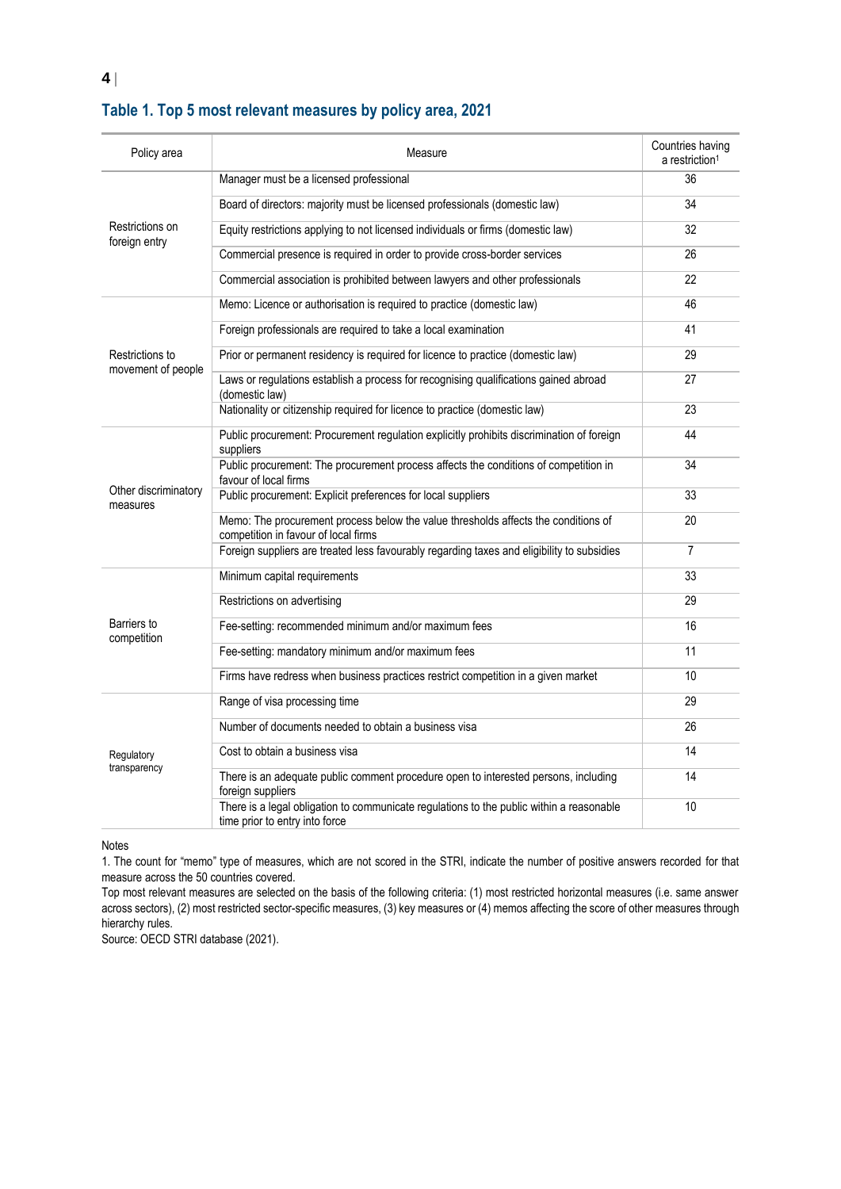## Table 1. Top 5 most relevant measures by policy area, 2021

| Policy area | Measure | Countries having a restriction[1] |
|---|---|---|
| Restrictions on foreign entry | Manager must be a licensed professional | 36 |
| | Board of directors: majority must be licensed professionals (domestic law) | 34 |
| | Equity restrictions applying to not licensed individuals or firms (domestic law) | 32 |
| | Commercial presence is required in order to provide cross-border services | 26 |
| | Commercial association is prohibited between lawyers and other professionals | 22 |
| Restrictions to movement of people | Memo: Licence or authorisation is required to practice (domestic law) | 46 |
| | Foreign professionals are required to take a local examination | 41 |
| | Prior or permanent residency is required for licence to practice (domestic law) | 29 |
| | Laws or regulations establish a process for recognising qualifications gained abroad (domestic law) | 27 |
| | Nationality or citizenship required for licence to practice (domestic law) | 23 |
| Other discriminatory measures | Public procurement: Procurement regulation explicitly prohibits discrimination of foreign suppliers | 44 |
| | Public procurement: The procurement process affects the conditions of competition in favour of local firms | 34 |
| | Public procurement: Explicit preferences for local suppliers | 33 |
| | Memo: The procurement process below the value thresholds affects the conditions of competition in favour of local firms | 20 |
| | Foreign suppliers are treated less favourably regarding taxes and eligibility to subsidies | 7 |
| Barriers to competition | Minimum capital requirements | 33 |
| | Restrictions on advertising | 29 |
| | Fee-setting: recommended minimum and/or maximum fees | 16 |
| | Fee-setting: mandatory minimum and/or maximum fees | 11 |
| | Firms have redress when business practices restrict competition in a given market | 10 |
| Regulatory transparency | Range of visa processing time | 29 |
| | Number of documents needed to obtain a business visa | 26 |
| | Cost to obtain a business visa | 14 |
| | There is an adequate public comment procedure open to interested persons, including foreign suppliers | 14 |
| | There is a legal obligation to communicate regulations to the public within a reasonable time prior to entry into force | 10 |

Notes

1. The count for "memo" type of measures, which are not scored in the STRI, indicate the number of positive answers recorded for that measure across the 50 countries covered.

Top most relevant measures are selected on the basis of the following criteria: (1) most restricted horizontal measures (i.e. same answer across sectors), (2) most restricted sector-specific measures, (3) key measures or (4) memos affecting the score of other measures through hierarchy rules.

Source: OECD STRI database (2021).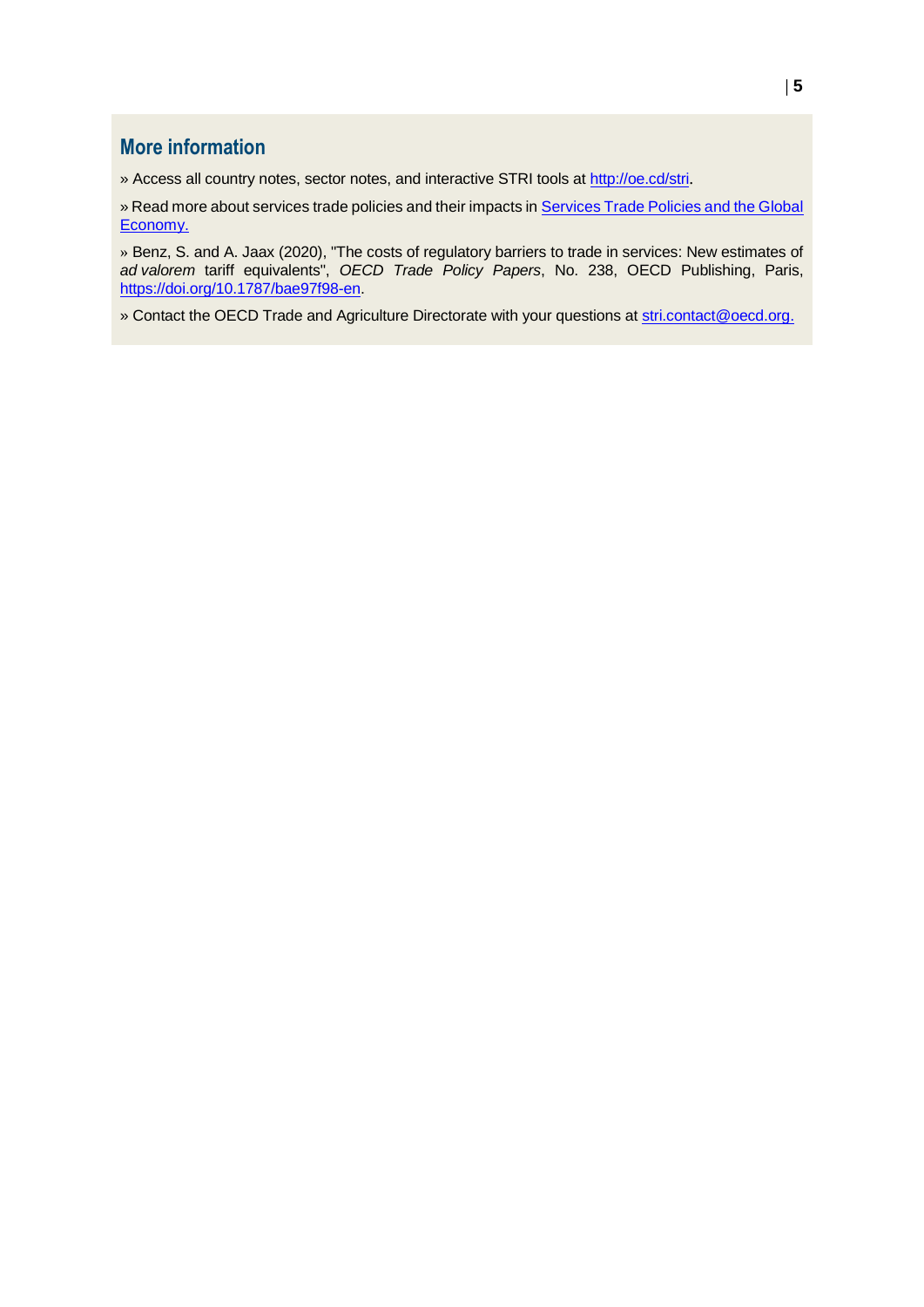## More information

» Access all country notes, sector notes, and interactive STRI tools at http://oe.cd/stri.

» Read more about services trade policies and their impacts in Services Trade Policies and the Global Economy.

» Benz, S. and A. Jaax (2020), "The costs of regulatory barriers to trade in services: New estimates of *ad valorem* tariff equivalents", *OECD Trade Policy Papers*, No. 238, OECD Publishing, Paris, https://doi.org/10.1787/bae97f98-en.

» Contact the OECD Trade and Agriculture Directorate with your questions at stri.contact@oecd.org.